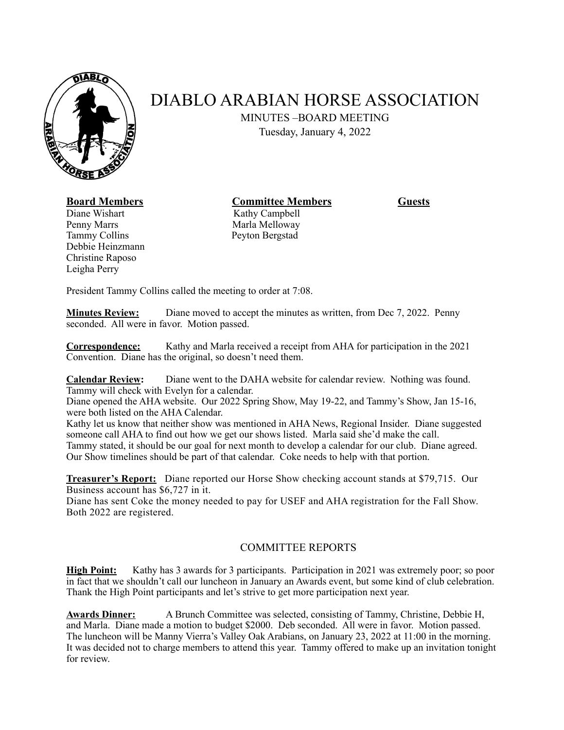# DIABLO ARABIAN HORSE ASSOCIATION

MINUTES –BOARD MEETING

Tuesday, January 4, 2022

| **Board Members** | **Committee Members** | **Guests** |
|---|---|---|
| Diane Wishart | Kathy Campbell | |
| Penny Marrs | Marla Melloway | |
| Tammy Collins | Peyton Bergstad | |
| Debbie Heinzmann | | |
| Christine Raposo | | |
| Leigha Perry | | |

President Tammy Collins called the meeting to order at 7:08.

**Minutes Review:** Diane moved to accept the minutes as written, from Dec 7, 2022. Penny seconded. All were in favor. Motion passed.

**Correspondence:** Kathy and Marla received a receipt from AHA for participation in the 2021 Convention. Diane has the original, so doesn't need them.

**Calendar Review:** Diane went to the DAHA website for calendar review. Nothing was found. Tammy will check with Evelyn for a calendar.

Diane opened the AHA website. Our 2022 Spring Show, May 19-22, and Tammy's Show, Jan 15-16, were both listed on the AHA Calendar.

Kathy let us know that neither show was mentioned in AHA News, Regional Insider. Diane suggested someone call AHA to find out how we get our shows listed. Marla said she'd make the call.

Tammy stated, it should be our goal for next month to develop a calendar for our club. Diane agreed. Our Show timelines should be part of that calendar. Coke needs to help with that portion.

**Treasurer's Report:** Diane reported our Horse Show checking account stands at $79,715. Our Business account has $6,727 in it.

Diane has sent Coke the money needed to pay for USEF and AHA registration for the Fall Show. Both 2022 are registered.

## COMMITTEE REPORTS

**High Point:** Kathy has 3 awards for 3 participants. Participation in 2021 was extremely poor; so poor in fact that we shouldn't call our luncheon in January an Awards event, but some kind of club celebration. Thank the High Point participants and let's strive to get more participation next year.

**Awards Dinner:** A Brunch Committee was selected, consisting of Tammy, Christine, Debbie H, and Marla. Diane made a motion to budget $2000. Deb seconded. All were in favor. Motion passed. The luncheon will be Manny Vierra's Valley Oak Arabians, on January 23, 2022 at 11:00 in the morning. It was decided not to charge members to attend this year. Tammy offered to make up an invitation tonight for review.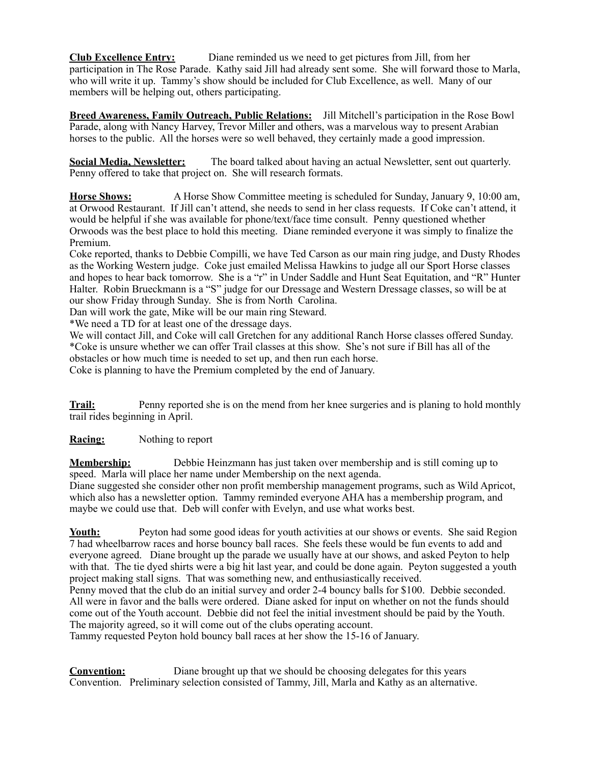**Club Excellence Entry:** Diane reminded us we need to get pictures from Jill, from her participation in The Rose Parade. Kathy said Jill had already sent some. She will forward those to Marla, who will write it up. Tammy's show should be included for Club Excellence, as well. Many of our members will be helping out, others participating.

**Breed Awareness, Family Outreach, Public Relations:** Jill Mitchell's participation in the Rose Bowl Parade, along with Nancy Harvey, Trevor Miller and others, was a marvelous way to present Arabian horses to the public. All the horses were so well behaved, they certainly made a good impression.

**Social Media, Newsletter:** The board talked about having an actual Newsletter, sent out quarterly. Penny offered to take that project on. She will research formats.

**Horse Shows:** A Horse Show Committee meeting is scheduled for Sunday, January 9, 10:00 am, at Orwood Restaurant. If Jill can't attend, she needs to send in her class requests. If Coke can't attend, it would be helpful if she was available for phone/text/face time consult. Penny questioned whether Orwoods was the best place to hold this meeting. Diane reminded everyone it was simply to finalize the Premium.
Coke reported, thanks to Debbie Compilli, we have Ted Carson as our main ring judge, and Dusty Rhodes as the Working Western judge. Coke just emailed Melissa Hawkins to judge all our Sport Horse classes and hopes to hear back tomorrow. She is a "r" in Under Saddle and Hunt Seat Equitation, and "R" Hunter Halter. Robin Brueckmann is a "S" judge for our Dressage and Western Dressage classes, so will be at our show Friday through Sunday. She is from North Carolina.
Dan will work the gate, Mike will be our main ring Steward.
*We need a TD for at least one of the dressage days.
We will contact Jill, and Coke will call Gretchen for any additional Ranch Horse classes offered Sunday.
*Coke is unsure whether we can offer Trail classes at this show. She's not sure if Bill has all of the obstacles or how much time is needed to set up, and then run each horse.
Coke is planning to have the Premium completed by the end of January.

**Trail:** Penny reported she is on the mend from her knee surgeries and is planing to hold monthly trail rides beginning in April.

**Racing:** Nothing to report

**Membership:** Debbie Heinzmann has just taken over membership and is still coming up to speed. Marla will place her name under Membership on the next agenda.
Diane suggested she consider other non profit membership management programs, such as Wild Apricot, which also has a newsletter option. Tammy reminded everyone AHA has a membership program, and maybe we could use that. Deb will confer with Evelyn, and use what works best.

**Youth:** Peyton had some good ideas for youth activities at our shows or events. She said Region 7 had wheelbarrow races and horse bouncy ball races. She feels these would be fun events to add and everyone agreed. Diane brought up the parade we usually have at our shows, and asked Peyton to help with that. The tie dyed shirts were a big hit last year, and could be done again. Peyton suggested a youth project making stall signs. That was something new, and enthusiastically received.
Penny moved that the club do an initial survey and order 2-4 bouncy balls for $100. Debbie seconded. All were in favor and the balls were ordered. Diane asked for input on whether on not the funds should come out of the Youth account. Debbie did not feel the initial investment should be paid by the Youth. The majority agreed, so it will come out of the clubs operating account.
Tammy requested Peyton hold bouncy ball races at her show the 15-16 of January.

**Convention:** Diane brought up that we should be choosing delegates for this years Convention. Preliminary selection consisted of Tammy, Jill, Marla and Kathy as an alternative.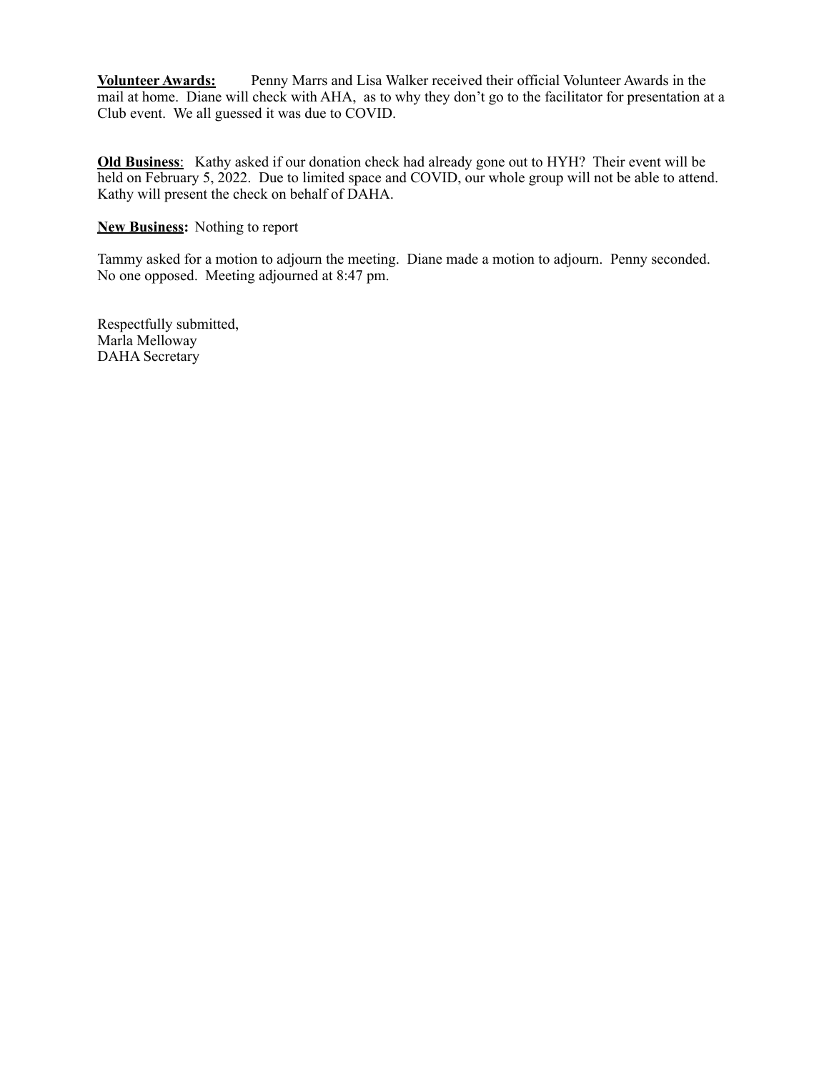**Volunteer Awards:** Penny Marrs and Lisa Walker received their official Volunteer Awards in the mail at home. Diane will check with AHA, as to why they don't go to the facilitator for presentation at a Club event. We all guessed it was due to COVID.

**Old Business**: Kathy asked if our donation check had already gone out to HYH? Their event will be held on February 5, 2022. Due to limited space and COVID, our whole group will not be able to attend. Kathy will present the check on behalf of DAHA.

**New Business:** Nothing to report

Tammy asked for a motion to adjourn the meeting. Diane made a motion to adjourn. Penny seconded. No one opposed. Meeting adjourned at 8:47 pm.

Respectfully submitted,
Marla Melloway
DAHA Secretary